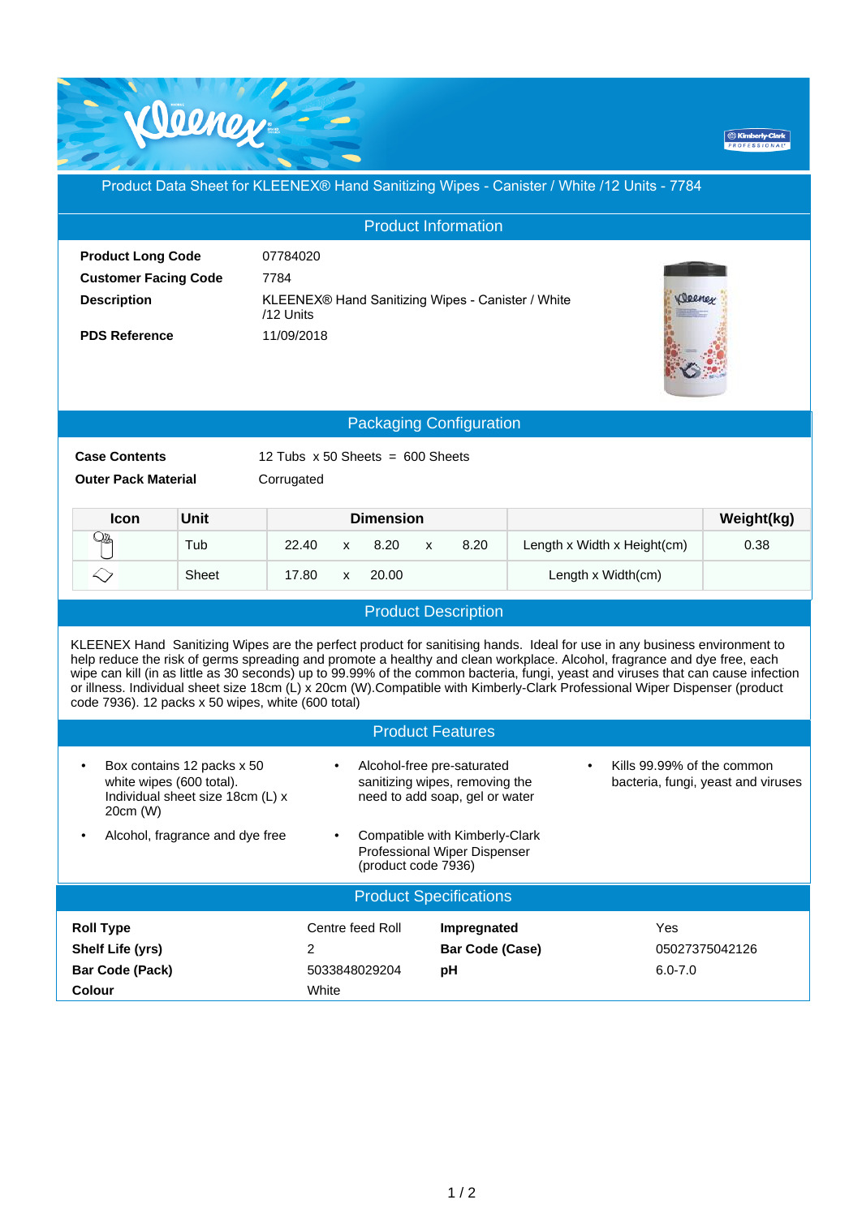# Product Data Sheet for KLEENEX® Hand Sanitizing Wipes - Canister / White /12 Units - 7784

## Product Information

| | |
|---|---|
| **Product Long Code** | 07784020 |
| **Customer Facing Code** | 7784 |
| **Description** | KLEENEX® Hand Sanitizing Wipes - Canister / White /12 Units |
| **PDS Reference** | 11/09/2018 |

## Packaging Configuration

| | |
|---|---|
| **Case Contents** | 12 Tubs x 50 Sheets = 600 Sheets |
| **Outer Pack Material** | Corrugated |

| Icon | Unit | Dimension | | | | | | Weight(kg) |
|---|---|---|---|---|---|---|---|---|
| | Tub | 22.40 | x | 8.20 | x | 8.20 | Length x Width x Height(cm) | 0.38 |
| | Sheet | 17.80 | x | 20.00 | | | Length x Width(cm) | |

## Product Description

KLEENEX Hand Sanitizing Wipes are the perfect product for sanitising hands. Ideal for use in any business environment to help reduce the risk of germs spreading and promote a healthy and clean workplace. Alcohol, fragrance and dye free, each wipe can kill (in as little as 30 seconds) up to 99.99% of the common bacteria, fungi, yeast and viruses that can cause infection or illness. Individual sheet size 18cm (L) x 20cm (W).Compatible with Kimberly-Clark Professional Wiper Dispenser (product code 7936). 12 packs x 50 wipes, white (600 total)

## Product Features

- Box contains 12 packs x 50 white wipes (600 total). Individual sheet size 18cm (L) x 20cm (W)
- Alcohol, fragrance and dye free
- Alcohol-free pre-saturated sanitizing wipes, removing the need to add soap, gel or water
- Compatible with Kimberly-Clark Professional Wiper Dispenser (product code 7936)
- Kills 99.99% of the common bacteria, fungi, yeast and viruses

## Product Specifications

| | | | |
|---|---|---|---|
| **Roll Type** | Centre feed Roll | **Impregnated** | Yes |
| **Shelf Life (yrs)** | 2 | **Bar Code (Case)** | 05027375042126 |
| **Bar Code (Pack)** | 5033848029204 | **pH** | 6.0-7.0 |
| **Colour** | White | | |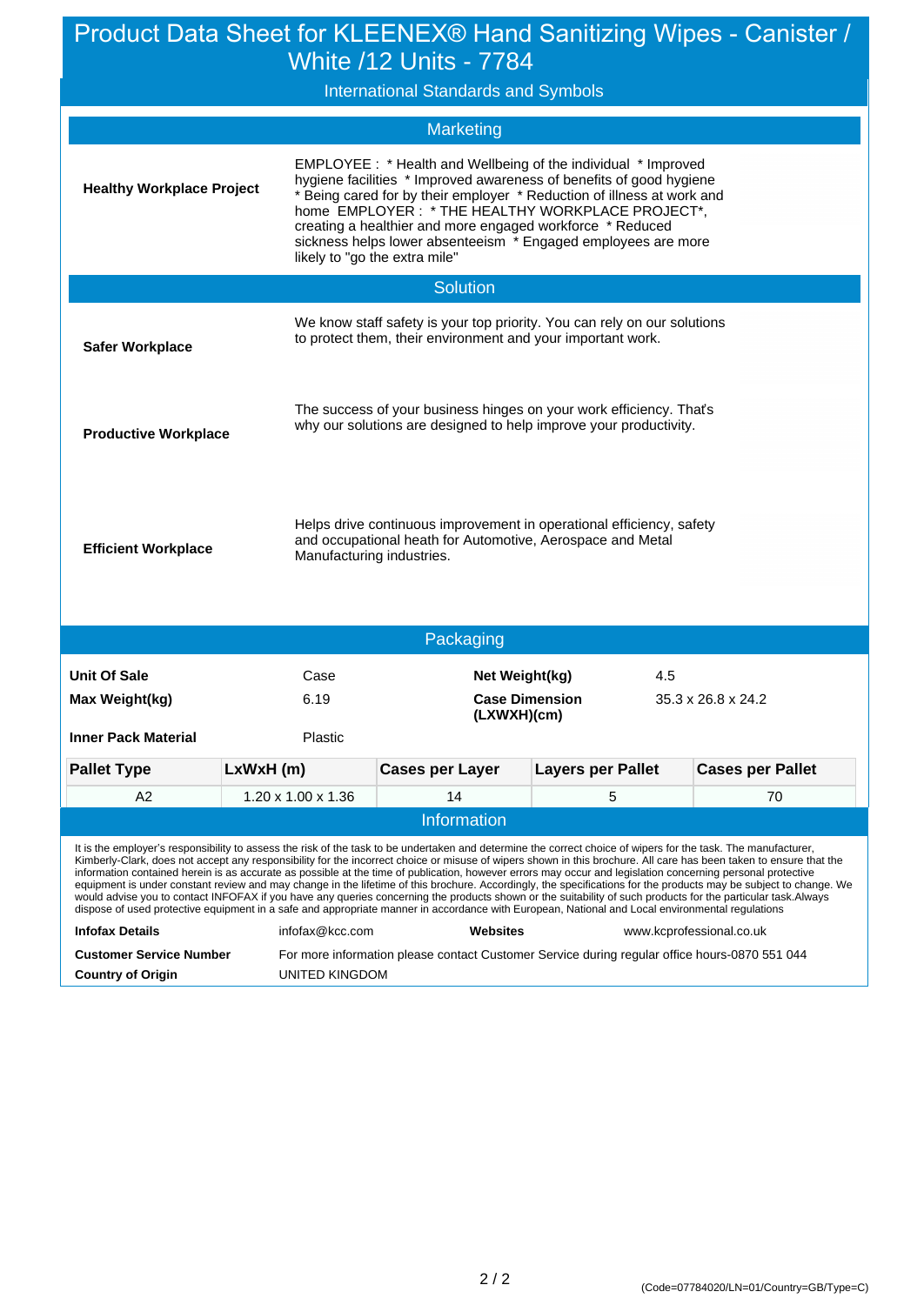# Product Data Sheet for KLEENEX® Hand Sanitizing Wipes - Canister / White /12 Units - 7784

International Standards and Symbols

## Marketing

| | |
|---|---|
| **Healthy Workplace Project** | EMPLOYEE : * Health and Wellbeing of the individual * Improved hygiene facilities * Improved awareness of benefits of good hygiene * Being cared for by their employer * Reduction of illness at work and home EMPLOYER : * THE HEALTHY WORKPLACE PROJECT*, creating a healthier and more engaged workforce * Reduced sickness helps lower absenteeism * Engaged employees are more likely to "go the extra mile" |

## Solution

| | |
|---|---|
| **Safer Workplace** | We know staff safety is your top priority. You can rely on our solutions to protect them, their environment and your important work. |
| **Productive Workplace** | The success of your business hinges on your work efficiency. That's why our solutions are designed to help improve your productivity. |
| **Efficient Workplace** | Helps drive continuous improvement in operational efficiency, safety and occupational heath for Automotive, Aerospace and Metal Manufacturing industries. |

## Packaging

| | | | |
|---|---|---|---|
| **Unit Of Sale** | Case | **Net Weight(kg)** | 4.5 |
| **Max Weight(kg)** | 6.19 | **Case Dimension (LXWXH)(cm)** | 35.3 x 26.8 x 24.2 |
| **Inner Pack Material** | Plastic | | |

| Pallet Type | LxWxH (m) | Cases per Layer | Layers per Pallet | Cases per Pallet |
|---|---|---|---|---|
| A2 | 1.20 x 1.00 x 1.36 | 14 | 5 | 70 |

## Information

It is the employer's responsibility to assess the risk of the task to be undertaken and determine the correct choice of wipers for the task. The manufacturer, Kimberly-Clark, does not accept any responsibility for the incorrect choice or misuse of wipers shown in this brochure. All care has been taken to ensure that the information contained herein is as accurate as possible at the time of publication, however errors may occur and legislation concerning personal protective equipment is under constant review and may change in the lifetime of this brochure. Accordingly, the specifications for the products may be subject to change. We would advise you to contact INFOFAX if you have any queries concerning the products shown or the suitability of such products for the particular task.Always dispose of used protective equipment in a safe and appropriate manner in accordance with European, National and Local environmental regulations

| | | | |
|---|---|---|---|
| **Infofax Details** | infofax@kcc.com | **Websites** | www.kcprofessional.co.uk |
| **Customer Service Number** | For more information please contact Customer Service during regular office hours-0870 551 044 | | |
| **Country of Origin** | UNITED KINGDOM | | |

(Code=07784020/LN=01/Country=GB/Type=C)